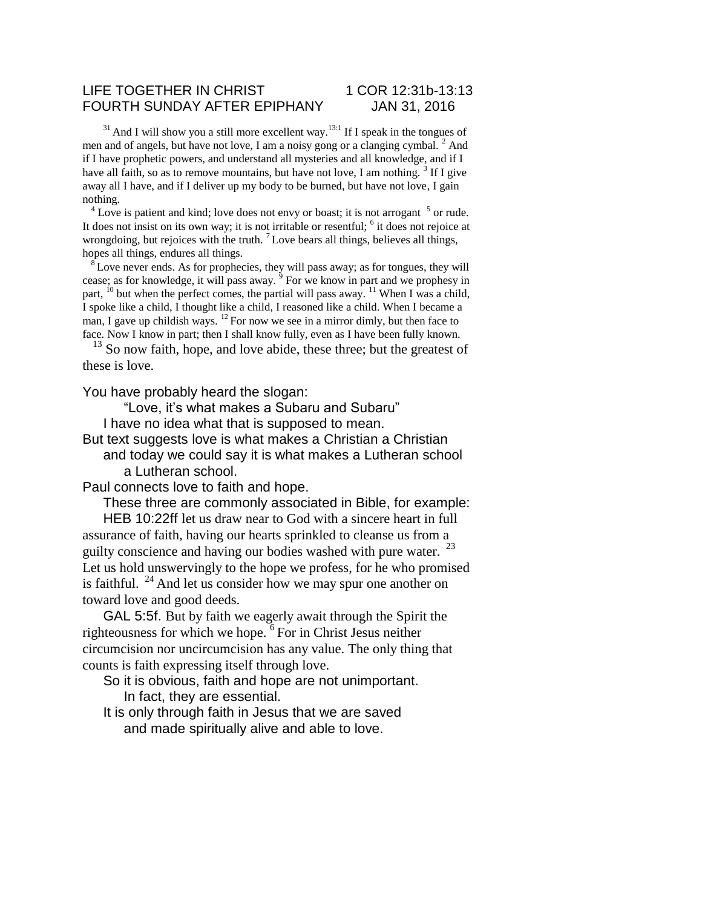LIFE TOGETHER IN CHRIST 1 COR 12:31b-13:13
FOURTH SUNDAY AFTER EPIPHANY JAN 31, 2016

[31] And I will show you a still more excellent way.[13:1] If I speak in the tongues of men and of angels, but have not love, I am a noisy gong or a clanging cymbal. [2] And if I have prophetic powers, and understand all mysteries and all knowledge, and if I have all faith, so as to remove mountains, but have not love, I am nothing. [3] If I give away all I have, and if I deliver up my body to be burned, but have not love, I gain nothing.

[4] Love is patient and kind; love does not envy or boast; it is not arrogant [5] or rude. It does not insist on its own way; it is not irritable or resentful; [6] it does not rejoice at wrongdoing, but rejoices with the truth. [7] Love bears all things, believes all things, hopes all things, endures all things.

[8] Love never ends. As for prophecies, they will pass away; as for tongues, they will cease; as for knowledge, it will pass away. [9] For we know in part and we prophesy in part, [10] but when the perfect comes, the partial will pass away. [11] When I was a child, I spoke like a child, I thought like a child, I reasoned like a child. When I became a man, I gave up childish ways. [12] For now we see in a mirror dimly, but then face to face. Now I know in part; then I shall know fully, even as I have been fully known.

[13] So now faith, hope, and love abide, these three; but the greatest of these is love.

You have probably heard the slogan:
"Love, it's what makes a Subaru and Subaru"
I have no idea what that is supposed to mean.
But text suggests love is what makes a Christian a Christian
and today we could say it is what makes a Lutheran school
a Lutheran school.
Paul connects love to faith and hope.
These three are commonly associated in Bible, for example:
HEB 10:22ff let us draw near to God with a sincere heart in full assurance of faith, having our hearts sprinkled to cleanse us from a guilty conscience and having our bodies washed with pure water. [23] Let us hold unswervingly to the hope we profess, for he who promised is faithful. [24] And let us consider how we may spur one another on toward love and good deeds.
GAL 5:5f. But by faith we eagerly await through the Spirit the righteousness for which we hope. [6] For in Christ Jesus neither circumcision nor uncircumcision has any value. The only thing that counts is faith expressing itself through love.
So it is obvious, faith and hope are not unimportant.
In fact, they are essential.
It is only through faith in Jesus that we are saved
and made spiritually alive and able to love.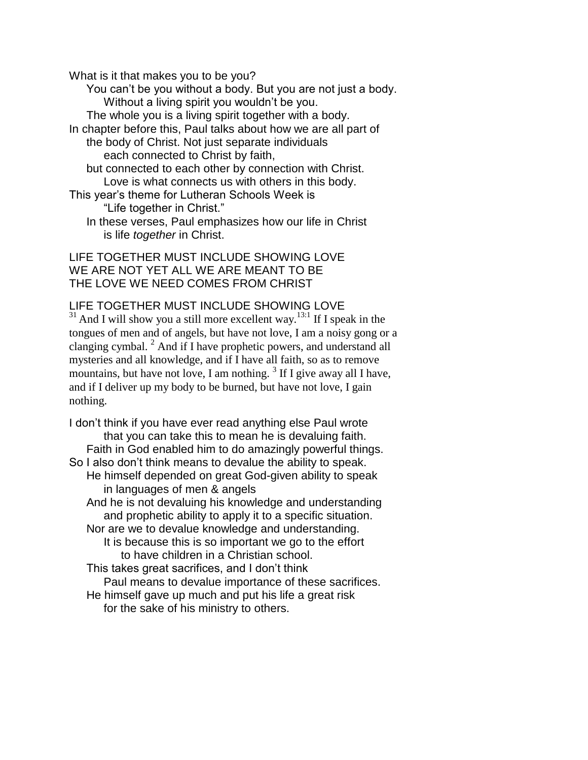What is it that makes you to be you?

You can't be you without a body. But you are not just a body.

Without a living spirit you wouldn't be you.

The whole you is a living spirit together with a body.

In chapter before this, Paul talks about how we are all part of the body of Christ. Not just separate individuals each connected to Christ by faith,

but connected to each other by connection with Christ.

Love is what connects us with others in this body.

This year's theme for Lutheran Schools Week is "Life together in Christ."

In these verses, Paul emphasizes how our life in Christ is life *together* in Christ.

LIFE TOGETHER MUST INCLUDE SHOWING LOVE
WE ARE NOT YET ALL WE ARE MEANT TO BE
THE LOVE WE NEED COMES FROM CHRIST

LIFE TOGETHER MUST INCLUDE SHOWING LOVE

[31] And I will show you a still more excellent way. [13:1] If I speak in the tongues of men and of angels, but have not love, I am a noisy gong or a clanging cymbal. [2] And if I have prophetic powers, and understand all mysteries and all knowledge, and if I have all faith, so as to remove mountains, but have not love, I am nothing. [3] If I give away all I have, and if I deliver up my body to be burned, but have not love, I gain nothing.

I don't think if you have ever read anything else Paul wrote that you can take this to mean he is devaluing faith.

Faith in God enabled him to do amazingly powerful things.

So I also don't think means to devalue the ability to speak.

He himself depended on great God-given ability to speak in languages of men & angels

And he is not devaluing his knowledge and understanding and prophetic ability to apply it to a specific situation.

Nor are we to devalue knowledge and understanding.

It is because this is so important we go to the effort to have children in a Christian school.

This takes great sacrifices, and I don't think Paul means to devalue importance of these sacrifices.

He himself gave up much and put his life a great risk for the sake of his ministry to others.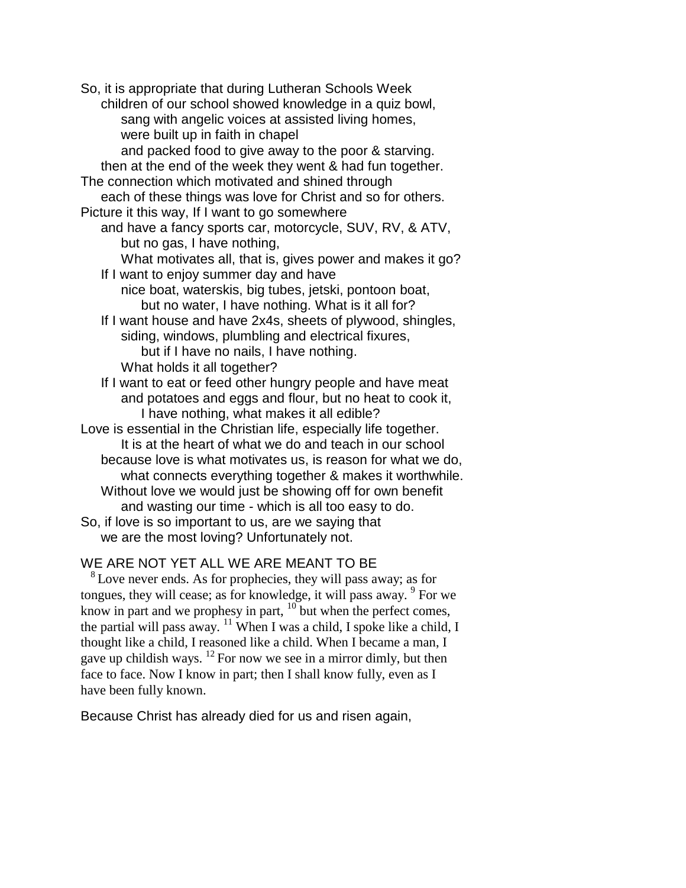So, it is appropriate that during Lutheran Schools Week
children of our school showed knowledge in a quiz bowl,
sang with angelic voices at assisted living homes,
were built up in faith in chapel
and packed food to give away to the poor & starving.
then at the end of the week they went & had fun together.
The connection which motivated and shined through
each of these things was love for Christ and so for others.
Picture it this way, If I want to go somewhere
and have a fancy sports car, motorcycle, SUV, RV, & ATV,
but no gas, I have nothing,
What motivates all, that is, gives power and makes it go?
If I want to enjoy summer day and have
nice boat, waterskis, big tubes, jetski, pontoon boat,
but no water, I have nothing. What is it all for?
If I want house and have 2x4s, sheets of plywood, shingles,
siding, windows, plumbling and electrical fixures,
but if I have no nails, I have nothing.
What holds it all together?
If I want to eat or feed other hungry people and have meat
and potatoes and eggs and flour, but no heat to cook it,
I have nothing, what makes it all edible?
Love is essential in the Christian life, especially life together.
It is at the heart of what we do and teach in our school
because love is what motivates us, is reason for what we do,
what connects everything together & makes it worthwhile.
Without love we would just be showing off for own benefit
and wasting our time - which is all too easy to do.
So, if love is so important to us, are we saying that
we are the most loving? Unfortunately not.

WE ARE NOT YET ALL WE ARE MEANT TO BE

[8] Love never ends. As for prophecies, they will pass away; as for tongues, they will cease; as for knowledge, it will pass away. [9] For we know in part and we prophesy in part, [10] but when the perfect comes, the partial will pass away. [11] When I was a child, I spoke like a child, I thought like a child, I reasoned like a child. When I became a man, I gave up childish ways. [12] For now we see in a mirror dimly, but then face to face. Now I know in part; then I shall know fully, even as I have been fully known.

Because Christ has already died for us and risen again,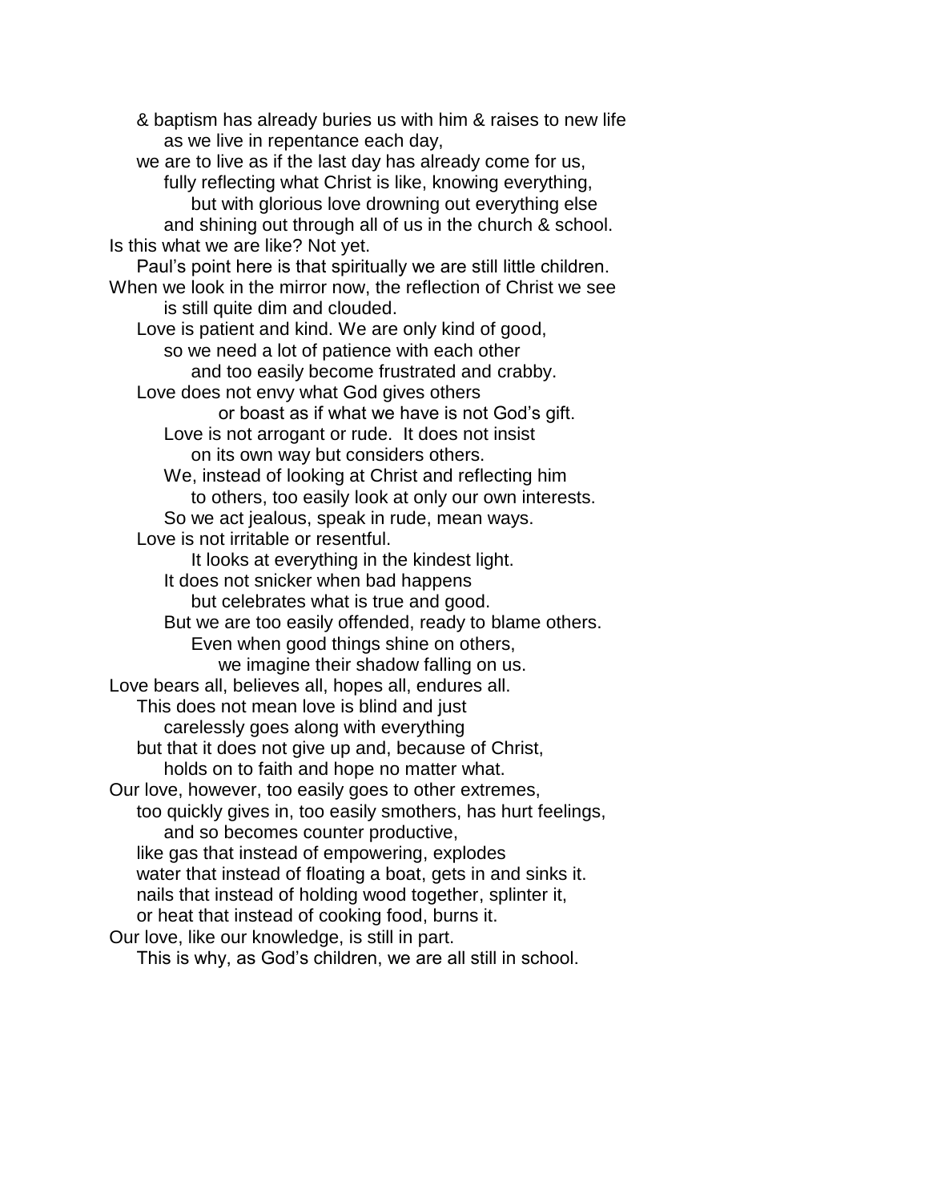& baptism has already buries us with him & raises to new life
as we live in repentance each day,
we are to live as if the last day has already come for us,
fully reflecting what Christ is like, knowing everything,
but with glorious love drowning out everything else
and shining out through all of us in the church & school.
Is this what we are like? Not yet.
Paul's point here is that spiritually we are still little children.
When we look in the mirror now, the reflection of Christ we see
is still quite dim and clouded.
Love is patient and kind. We are only kind of good,
so we need a lot of patience with each other
and too easily become frustrated and crabby.
Love does not envy what God gives others
or boast as if what we have is not God's gift.
Love is not arrogant or rude. It does not insist
on its own way but considers others.
We, instead of looking at Christ and reflecting him
to others, too easily look at only our own interests.
So we act jealous, speak in rude, mean ways.
Love is not irritable or resentful.
It looks at everything in the kindest light.
It does not snicker when bad happens
but celebrates what is true and good.
But we are too easily offended, ready to blame others.
Even when good things shine on others,
we imagine their shadow falling on us.
Love bears all, believes all, hopes all, endures all.
This does not mean love is blind and just
carelessly goes along with everything
but that it does not give up and, because of Christ,
holds on to faith and hope no matter what.
Our love, however, too easily goes to other extremes,
too quickly gives in, too easily smothers, has hurt feelings,
and so becomes counter productive,
like gas that instead of empowering, explodes
water that instead of floating a boat, gets in and sinks it.
nails that instead of holding wood together, splinter it,
or heat that instead of cooking food, burns it.
Our love, like our knowledge, is still in part.
This is why, as God's children, we are all still in school.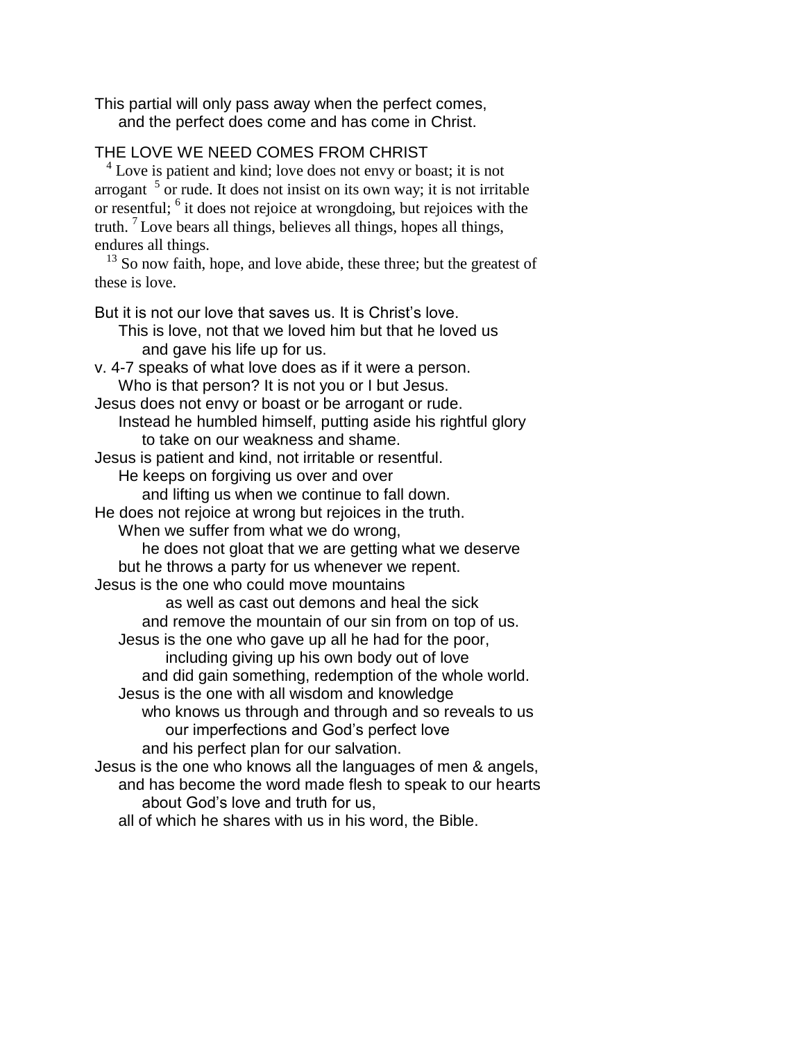This partial will only pass away when the perfect comes,
and the perfect does come and has come in Christ.

THE LOVE WE NEED COMES FROM CHRIST

[4] Love is patient and kind; love does not envy or boast; it is not arrogant [5] or rude. It does not insist on its own way; it is not irritable or resentful; [6] it does not rejoice at wrongdoing, but rejoices with the truth. [7] Love bears all things, believes all things, hopes all things, endures all things.

[13] So now faith, hope, and love abide, these three; but the greatest of these is love.

But it is not our love that saves us. It is Christ's love.
This is love, not that we loved him but that he loved us
and gave his life up for us.
v. 4-7 speaks of what love does as if it were a person.
Who is that person? It is not you or I but Jesus.
Jesus does not envy or boast or be arrogant or rude.
Instead he humbled himself, putting aside his rightful glory
to take on our weakness and shame.
Jesus is patient and kind, not irritable or resentful.
He keeps on forgiving us over and over
and lifting us when we continue to fall down.
He does not rejoice at wrong but rejoices in the truth.
When we suffer from what we do wrong,
he does not gloat that we are getting what we deserve
but he throws a party for us whenever we repent.
Jesus is the one who could move mountains
as well as cast out demons and heal the sick
and remove the mountain of our sin from on top of us.
Jesus is the one who gave up all he had for the poor,
including giving up his own body out of love
and did gain something, redemption of the whole world.
Jesus is the one with all wisdom and knowledge
who knows us through and through and so reveals to us
our imperfections and God's perfect love
and his perfect plan for our salvation.
Jesus is the one who knows all the languages of men & angels,
and has become the word made flesh to speak to our hearts
about God's love and truth for us,
all of which he shares with us in his word, the Bible.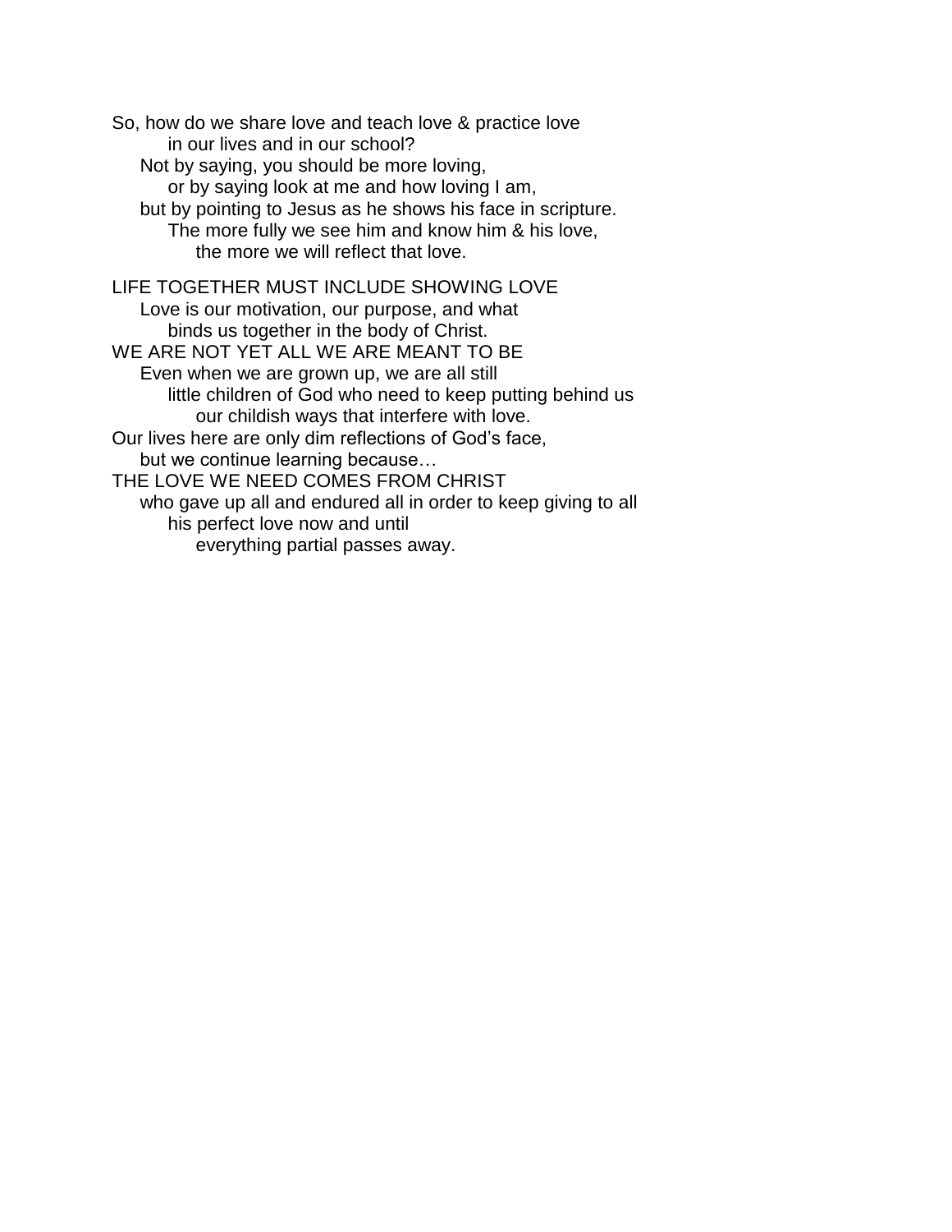So, how do we share love and teach love & practice love
in our lives and in our school?
Not by saying, you should be more loving,
or by saying look at me and how loving I am,
but by pointing to Jesus as he shows his face in scripture.
The more fully we see him and know him & his love,
the more we will reflect that love.

LIFE TOGETHER MUST INCLUDE SHOWING LOVE
Love is our motivation, our purpose, and what
binds us together in the body of Christ.
WE ARE NOT YET ALL WE ARE MEANT TO BE
Even when we are grown up, we are all still
little children of God who need to keep putting behind us
our childish ways that interfere with love.
Our lives here are only dim reflections of God's face,
but we continue learning because…
THE LOVE WE NEED COMES FROM CHRIST
who gave up all and endured all in order to keep giving to all
his perfect love now and until
everything partial passes away.